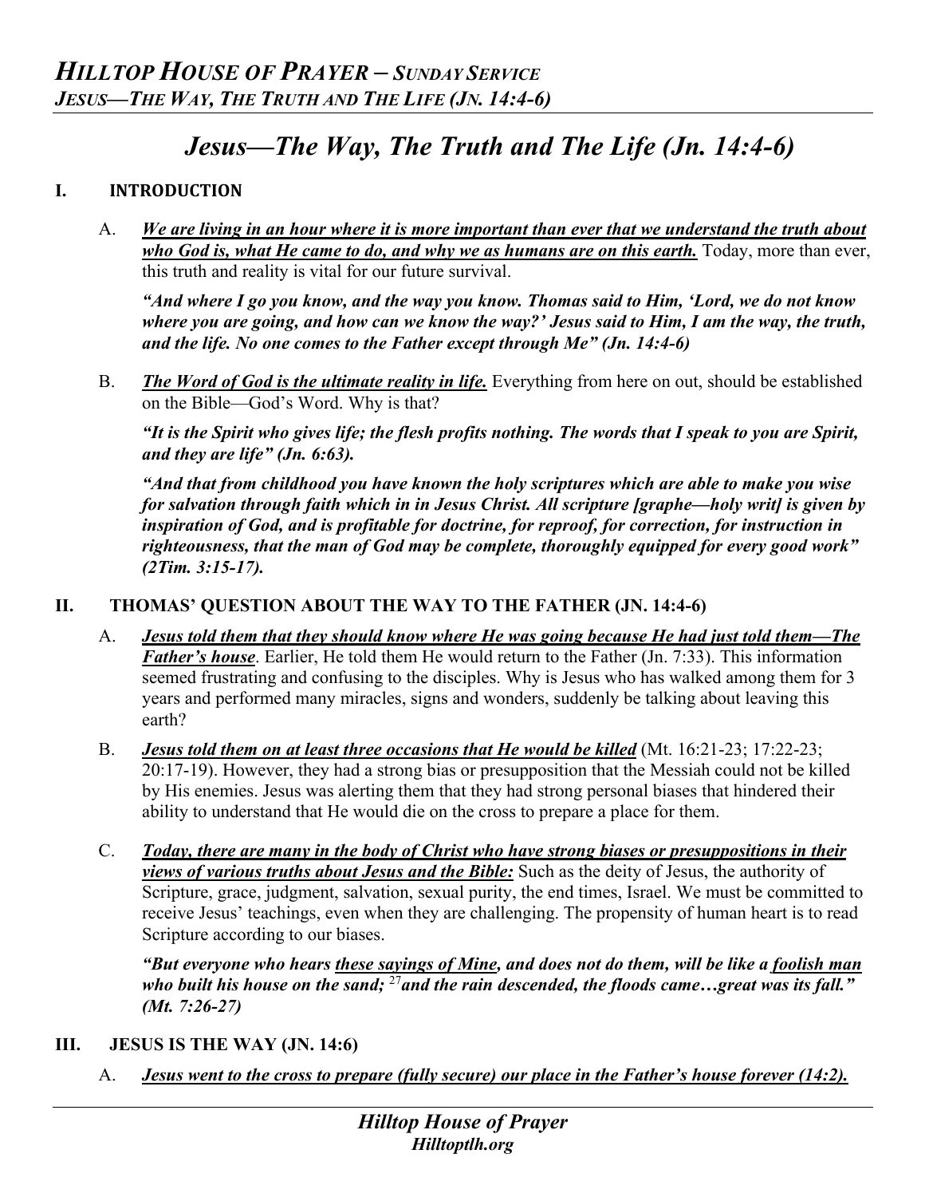# *Jesus—The Way, The Truth and The Life (Jn. 14:4-6)*

## I. INTRODUCTION

A. ***<u>We are living in an hour where it is more important than ever that we understand the truth about who God is, what He came to do, and why we as humans are on this earth.</u>*** Today, more than ever, this truth and reality is vital for our future survival.

***"And where I go you know, and the way you know. Thomas said to Him, 'Lord, we do not know where you are going, and how can we know the way?' Jesus said to Him, I am the way, the truth, and the life. No one comes to the Father except through Me" (Jn. 14:4-6)***

B. ***<u>The Word of God is the ultimate reality in life.</u>*** Everything from here on out, should be established on the Bible—God's Word. Why is that?

***"It is the Spirit who gives life; the flesh profits nothing. The words that I speak to you are Spirit, and they are life" (Jn. 6:63).***

***"And that from childhood you have known the holy scriptures which are able to make you wise for salvation through faith which in in Jesus Christ. All scripture [graphe—holy writ] is given by inspiration of God, and is profitable for doctrine, for reproof, for correction, for instruction in righteousness, that the man of God may be complete, thoroughly equipped for every good work" (2Tim. 3:15-17).***

## II. THOMAS' QUESTION ABOUT THE WAY TO THE FATHER (JN. 14:4-6)

A. ***<u>Jesus told them that they should know where He was going because He had just told them—The Father's house</u>***. Earlier, He told them He would return to the Father (Jn. 7:33). This information seemed frustrating and confusing to the disciples. Why is Jesus who has walked among them for 3 years and performed many miracles, signs and wonders, suddenly be talking about leaving this earth?

B. ***<u>Jesus told them on at least three occasions that He would be killed</u>*** (Mt. 16:21-23; 17:22-23; 20:17-19). However, they had a strong bias or presupposition that the Messiah could not be killed by His enemies. Jesus was alerting them that they had strong personal biases that hindered their ability to understand that He would die on the cross to prepare a place for them.

C. ***<u>Today, there are many in the body of Christ who have strong biases or presuppositions in their views of various truths about Jesus and the Bible:</u>*** Such as the deity of Jesus, the authority of Scripture, grace, judgment, salvation, sexual purity, the end times, Israel. We must be committed to receive Jesus' teachings, even when they are challenging. The propensity of human heart is to read Scripture according to our biases.

***"But everyone who hears <u>these sayings of Mine</u>, and does not do them, will be like a <u>foolish man</u> who built his house on the sand; [27]and the rain descended, the floods came…great was its fall." (Mt. 7:26-27)***

## III. JESUS IS THE WAY (JN. 14:6)

A. ***<u>Jesus went to the cross to prepare (fully secure) our place in the Father's house forever (14:2).</u>***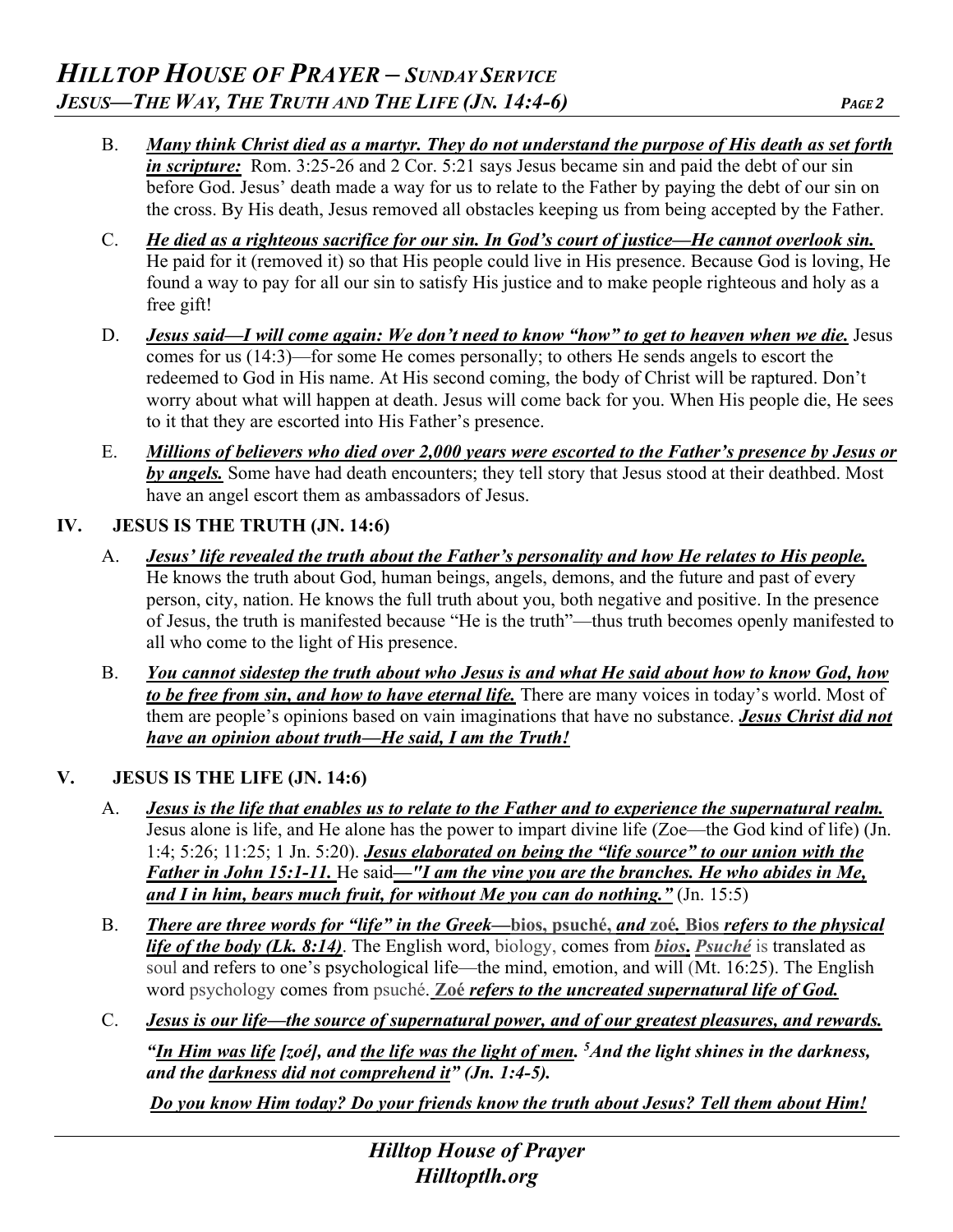B. ***Many think Christ died as a martyr. They do not understand the purpose of His death as set forth in scripture:*** Rom. 3:25-26 and 2 Cor. 5:21 says Jesus became sin and paid the debt of our sin before God. Jesus' death made a way for us to relate to the Father by paying the debt of our sin on the cross. By His death, Jesus removed all obstacles keeping us from being accepted by the Father.

C. ***He died as a righteous sacrifice for our sin. In God's court of justice—He cannot overlook sin.*** He paid for it (removed it) so that His people could live in His presence. Because God is loving, He found a way to pay for all our sin to satisfy His justice and to make people righteous and holy as a free gift!

D. ***Jesus said—I will come again: We don't need to know "how" to get to heaven when we die.*** Jesus comes for us (14:3)—for some He comes personally; to others He sends angels to escort the redeemed to God in His name. At His second coming, the body of Christ will be raptured. Don't worry about what will happen at death. Jesus will come back for you. When His people die, He sees to it that they are escorted into His Father's presence.

E. ***Millions of believers who died over 2,000 years were escorted to the Father's presence by Jesus or by angels.*** Some have had death encounters; they tell story that Jesus stood at their deathbed. Most have an angel escort them as ambassadors of Jesus.

## IV. JESUS IS THE TRUTH (JN. 14:6)

A. ***Jesus' life revealed the truth about the Father's personality and how He relates to His people.*** He knows the truth about God, human beings, angels, demons, and the future and past of every person, city, nation. He knows the full truth about you, both negative and positive. In the presence of Jesus, the truth is manifested because "He is the truth"—thus truth becomes openly manifested to all who come to the light of His presence.

B. ***You cannot sidestep the truth about who Jesus is and what He said about how to know God, how to be free from sin, and how to have eternal life.*** There are many voices in today's world. Most of them are people's opinions based on vain imaginations that have no substance. ***Jesus Christ did not have an opinion about truth—He said, I am the Truth!***

## V. JESUS IS THE LIFE (JN. 14:6)

A. ***Jesus is the life that enables us to relate to the Father and to experience the supernatural realm.*** Jesus alone is life, and He alone has the power to impart divine life (Zoe—the God kind of life) (Jn. 1:4; 5:26; 11:25; 1 Jn. 5:20). ***Jesus elaborated on being the "life source" to our union with the Father in John 15:1-11.*** He said***—"I am the vine you are the branches. He who abides in Me, and I in him, bears much fruit, for without Me you can do nothing."*** (Jn. 15:5)

B. ***There are three words for "life" in the Greek—bios, psuché, and zoé. Bios refers to the physical life of the body (Lk. 8:14)***. The English word, biology, comes from ***bios***. ***Psuché*** is translated as soul and refers to one's psychological life—the mind, emotion, and will (Mt. 16:25). The English word psychology comes from psuché. **Zoé** ***refers to the uncreated supernatural life of God.***

C. ***Jesus is our life—the source of supernatural power, and of our greatest pleasures, and rewards.***

***"In Him was life [zoé], and the life was the light of men. [5]And the light shines in the darkness, and the darkness did not comprehend it" (Jn. 1:4-5).***

***Do you know Him today? Do your friends know the truth about Jesus? Tell them about Him!***